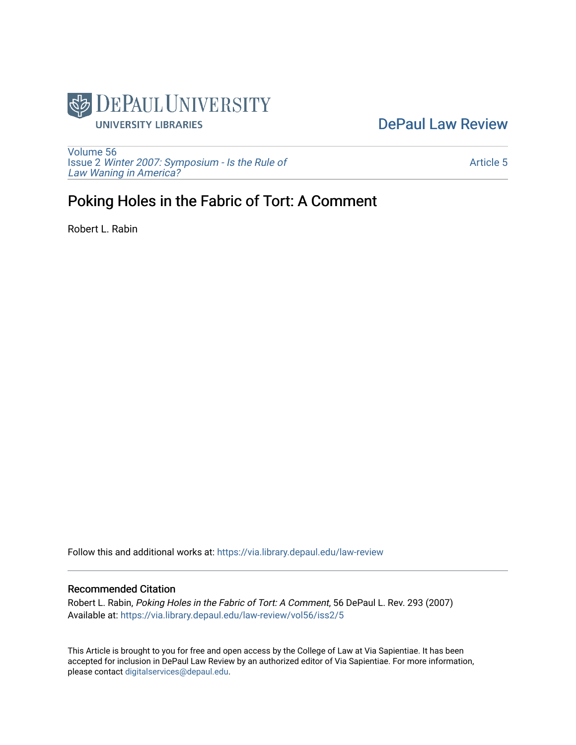DePaul Law Review

Volume 56
Issue 2 *Winter 2007: Symposium - Is the Rule of Law Waning in America?*

Article 5

# Poking Holes in the Fabric of Tort: A Comment

Robert L. Rabin

Follow this and additional works at: https://via.library.depaul.edu/law-review

## Recommended Citation

Robert L. Rabin, *Poking Holes in the Fabric of Tort: A Comment*, 56 DePaul L. Rev. 293 (2007)
Available at: https://via.library.depaul.edu/law-review/vol56/iss2/5

This Article is brought to you for free and open access by the College of Law at Via Sapientiae. It has been accepted for inclusion in DePaul Law Review by an authorized editor of Via Sapientiae. For more information, please contact digitalservices@depaul.edu.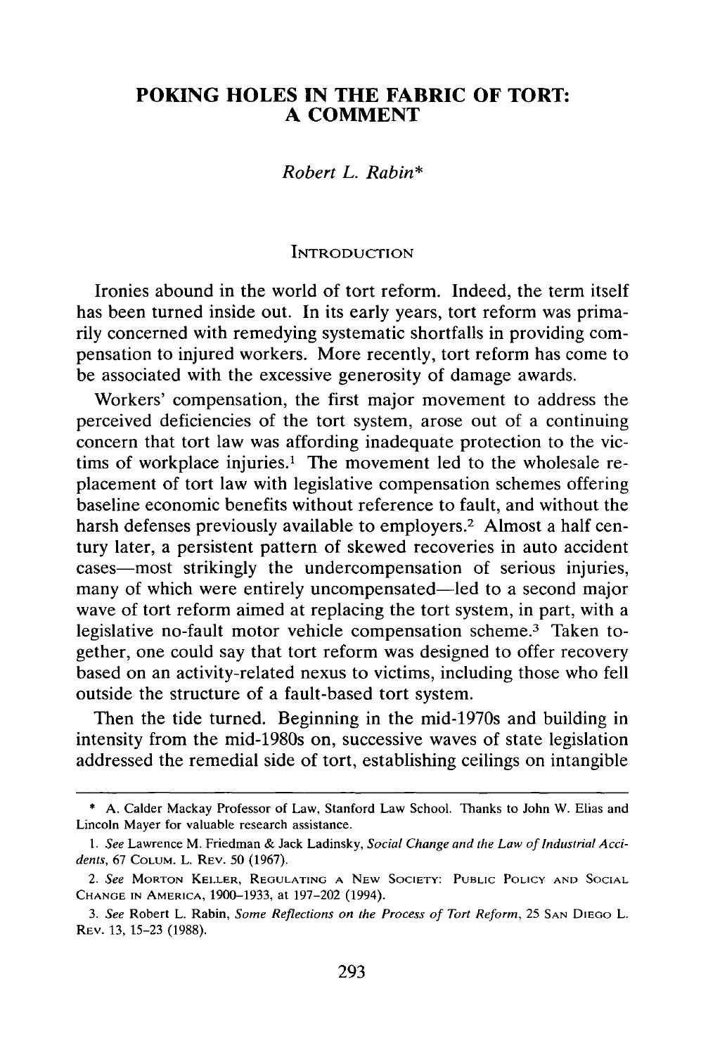# POKING HOLES IN THE FABRIC OF TORT: A COMMENT

*Robert L. Rabin**

## INTRODUCTION

Ironies abound in the world of tort reform. Indeed, the term itself has been turned inside out. In its early years, tort reform was primarily concerned with remedying systematic shortfalls in providing compensation to injured workers. More recently, tort reform has come to be associated with the excessive generosity of damage awards.

Workers' compensation, the first major movement to address the perceived deficiencies of the tort system, arose out of a continuing concern that tort law was affording inadequate protection to the victims of workplace injuries.[1] The movement led to the wholesale replacement of tort law with legislative compensation schemes offering baseline economic benefits without reference to fault, and without the harsh defenses previously available to employers.[2] Almost a half century later, a persistent pattern of skewed recoveries in auto accident cases—most strikingly the undercompensation of serious injuries, many of which were entirely uncompensated—led to a second major wave of tort reform aimed at replacing the tort system, in part, with a legislative no-fault motor vehicle compensation scheme.[3] Taken together, one could say that tort reform was designed to offer recovery based on an activity-related nexus to victims, including those who fell outside the structure of a fault-based tort system.

Then the tide turned. Beginning in the mid-1970s and building in intensity from the mid-1980s on, successive waves of state legislation addressed the remedial side of tort, establishing ceilings on intangible

---

\* A. Calder Mackay Professor of Law, Stanford Law School. Thanks to John W. Elias and Lincoln Mayer for valuable research assistance.

1. *See* Lawrence M. Friedman & Jack Ladinsky, *Social Change and the Law of Industrial Accidents*, 67 COLUM. L. REV. 50 (1967).

2. *See* MORTON KELLER, REGULATING A NEW SOCIETY: PUBLIC POLICY AND SOCIAL CHANGE IN AMERICA, 1900–1933, at 197–202 (1994).

3. *See* Robert L. Rabin, *Some Reflections on the Process of Tort Reform*, 25 SAN DIEGO L. REV. 13, 15–23 (1988).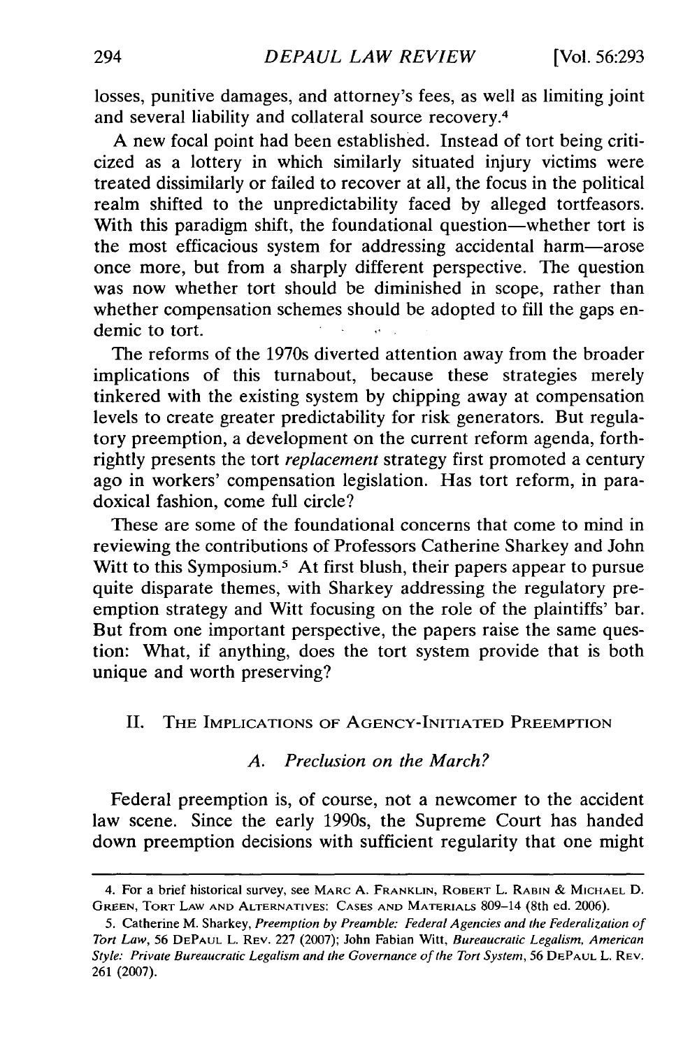losses, punitive damages, and attorney's fees, as well as limiting joint and several liability and collateral source recovery.[4]

A new focal point had been established. Instead of tort being criticized as a lottery in which similarly situated injury victims were treated dissimilarly or failed to recover at all, the focus in the political realm shifted to the unpredictability faced by alleged tortfeasors. With this paradigm shift, the foundational question—whether tort is the most efficacious system for addressing accidental harm—arose once more, but from a sharply different perspective. The question was now whether tort should be diminished in scope, rather than whether compensation schemes should be adopted to fill the gaps endemic to tort.

The reforms of the 1970s diverted attention away from the broader implications of this turnabout, because these strategies merely tinkered with the existing system by chipping away at compensation levels to create greater predictability for risk generators. But regulatory preemption, a development on the current reform agenda, forthrightly presents the tort *replacement* strategy first promoted a century ago in workers' compensation legislation. Has tort reform, in paradoxical fashion, come full circle?

These are some of the foundational concerns that come to mind in reviewing the contributions of Professors Catherine Sharkey and John Witt to this Symposium.[5] At first blush, their papers appear to pursue quite disparate themes, with Sharkey addressing the regulatory preemption strategy and Witt focusing on the role of the plaintiffs' bar. But from one important perspective, the papers raise the same question: What, if anything, does the tort system provide that is both unique and worth preserving?

## II. The Implications of Agency-Initiated Preemption

### A. *Preclusion on the March?*

Federal preemption is, of course, not a newcomer to the accident law scene. Since the early 1990s, the Supreme Court has handed down preemption decisions with sufficient regularity that one might

---

4. For a brief historical survey, see Marc A. Franklin, Robert L. Rabin & Michael D. Green, Tort Law and Alternatives: Cases and Materials 809–14 (8th ed. 2006).

5. Catherine M. Sharkey, *Preemption by Preamble: Federal Agencies and the Federalization of Tort Law*, 56 DePaul L. Rev. 227 (2007); John Fabian Witt, *Bureaucratic Legalism, American Style: Private Bureaucratic Legalism and the Governance of the Tort System*, 56 DePaul L. Rev. 261 (2007).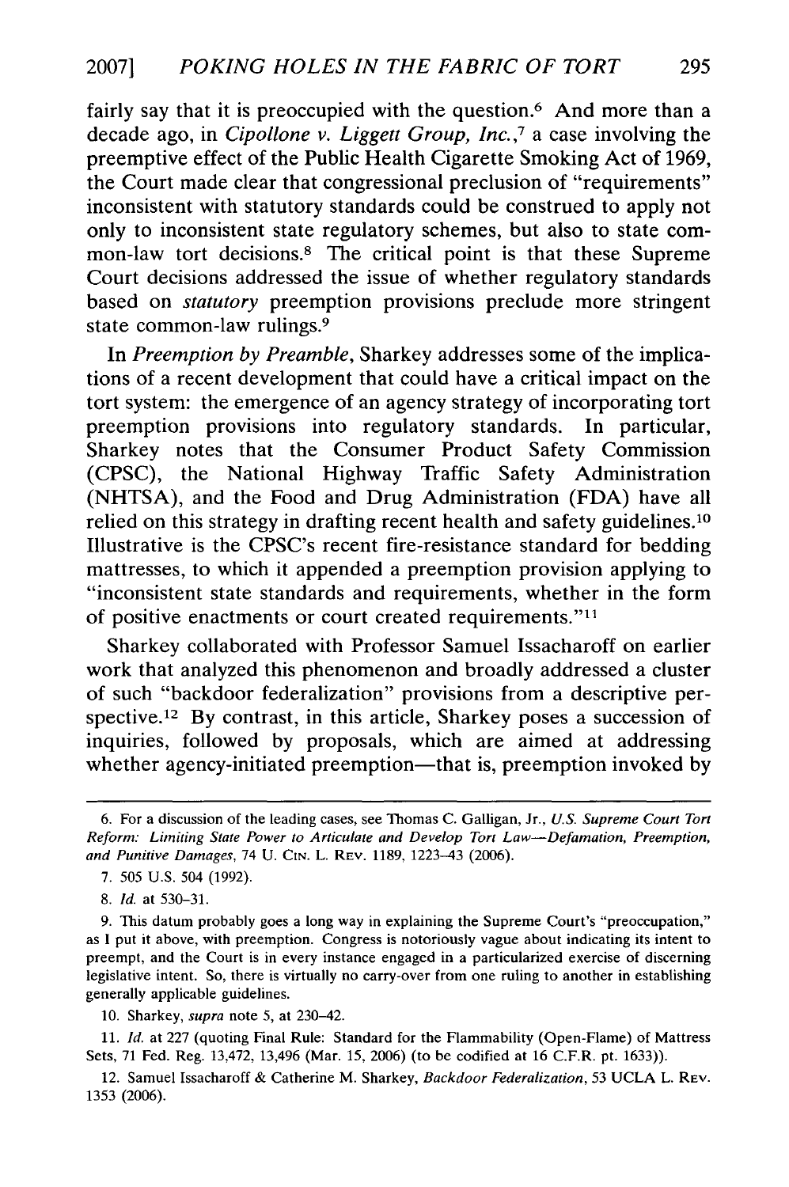fairly say that it is preoccupied with the question.[6] And more than a decade ago, in *Cipollone v. Liggett Group, Inc.*,[7] a case involving the preemptive effect of the Public Health Cigarette Smoking Act of 1969, the Court made clear that congressional preclusion of "requirements" inconsistent with statutory standards could be construed to apply not only to inconsistent state regulatory schemes, but also to state common-law tort decisions.[8] The critical point is that these Supreme Court decisions addressed the issue of whether regulatory standards based on *statutory* preemption provisions preclude more stringent state common-law rulings.[9]

In *Preemption by Preamble*, Sharkey addresses some of the implications of a recent development that could have a critical impact on the tort system: the emergence of an agency strategy of incorporating tort preemption provisions into regulatory standards. In particular, Sharkey notes that the Consumer Product Safety Commission (CPSC), the National Highway Traffic Safety Administration (NHTSA), and the Food and Drug Administration (FDA) have all relied on this strategy in drafting recent health and safety guidelines.[10] Illustrative is the CPSC's recent fire-resistance standard for bedding mattresses, to which it appended a preemption provision applying to "inconsistent state standards and requirements, whether in the form of positive enactments or court created requirements."[11]

Sharkey collaborated with Professor Samuel Issacharoff on earlier work that analyzed this phenomenon and broadly addressed a cluster of such "backdoor federalization" provisions from a descriptive perspective.[12] By contrast, in this article, Sharkey poses a succession of inquiries, followed by proposals, which are aimed at addressing whether agency-initiated preemption—that is, preemption invoked by

---

6. For a discussion of the leading cases, see Thomas C. Galligan, Jr., *U.S. Supreme Court Tort Reform: Limiting State Power to Articulate and Develop Tort Law—Defamation, Preemption, and Punitive Damages*, 74 U. CIN. L. REV. 1189, 1223–43 (2006).

7. 505 U.S. 504 (1992).

8. *Id.* at 530–31.

9. This datum probably goes a long way in explaining the Supreme Court's "preoccupation," as I put it above, with preemption. Congress is notoriously vague about indicating its intent to preempt, and the Court is in every instance engaged in a particularized exercise of discerning legislative intent. So, there is virtually no carry-over from one ruling to another in establishing generally applicable guidelines.

10. Sharkey, *supra* note 5, at 230–42.

11. *Id.* at 227 (quoting Final Rule: Standard for the Flammability (Open-Flame) of Mattress Sets, 71 Fed. Reg. 13,472, 13,496 (Mar. 15, 2006) (to be codified at 16 C.F.R. pt. 1633)).

12. Samuel Issacharoff & Catherine M. Sharkey, *Backdoor Federalization*, 53 UCLA L. REV. 1353 (2006).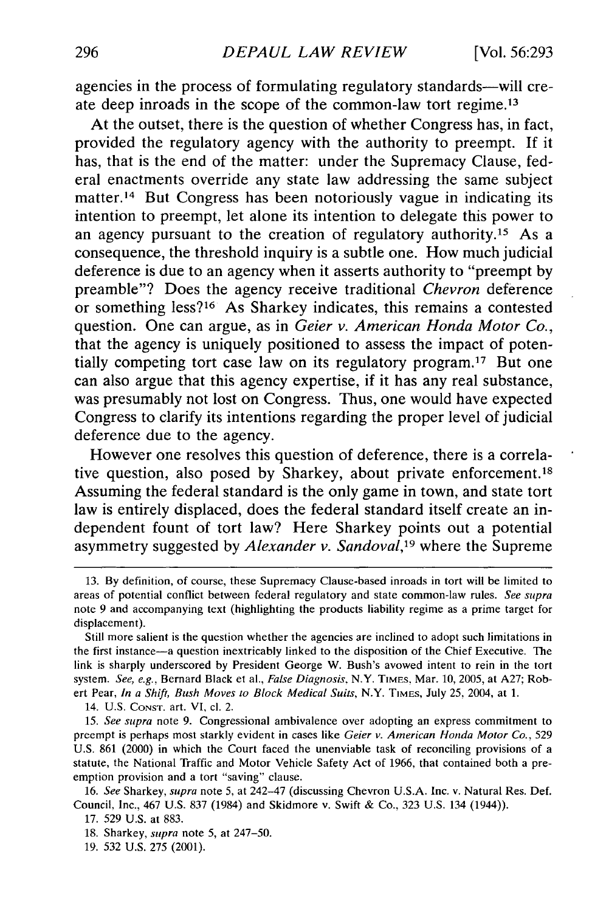agencies in the process of formulating regulatory standards—will create deep inroads in the scope of the common-law tort regime.[13]

At the outset, there is the question of whether Congress has, in fact, provided the regulatory agency with the authority to preempt. If it has, that is the end of the matter: under the Supremacy Clause, federal enactments override any state law addressing the same subject matter.[14] But Congress has been notoriously vague in indicating its intention to preempt, let alone its intention to delegate this power to an agency pursuant to the creation of regulatory authority.[15] As a consequence, the threshold inquiry is a subtle one. How much judicial deference is due to an agency when it asserts authority to "preempt by preamble"? Does the agency receive traditional *Chevron* deference or something less?[16] As Sharkey indicates, this remains a contested question. One can argue, as in *Geier v. American Honda Motor Co.*, that the agency is uniquely positioned to assess the impact of potentially competing tort case law on its regulatory program.[17] But one can also argue that this agency expertise, if it has any real substance, was presumably not lost on Congress. Thus, one would have expected Congress to clarify its intentions regarding the proper level of judicial deference due to the agency.

However one resolves this question of deference, there is a correlative question, also posed by Sharkey, about private enforcement.[18] Assuming the federal standard is the only game in town, and state tort law is entirely displaced, does the federal standard itself create an independent fount of tort law? Here Sharkey points out a potential asymmetry suggested by *Alexander v. Sandoval*,[19] where the Supreme

---

13. By definition, of course, these Supremacy Clause-based inroads in tort will be limited to areas of potential conflict between federal regulatory and state common-law rules. *See supra* note 9 and accompanying text (highlighting the products liability regime as a prime target for displacement).

Still more salient is the question whether the agencies are inclined to adopt such limitations in the first instance—a question inextricably linked to the disposition of the Chief Executive. The link is sharply underscored by President George W. Bush's avowed intent to rein in the tort system. *See, e.g.*, Bernard Black et al., *False Diagnosis*, N.Y. TIMES, Mar. 10, 2005, at A27; Robert Pear, *In a Shift, Bush Moves to Block Medical Suits*, N.Y. TIMES, July 25, 2004, at 1.

14. U.S. CONST. art. VI, cl. 2.

15. *See supra* note 9. Congressional ambivalence over adopting an express commitment to preempt is perhaps most starkly evident in cases like *Geier v. American Honda Motor Co.*, 529 U.S. 861 (2000) in which the Court faced the unenviable task of reconciling provisions of a statute, the National Traffic and Motor Vehicle Safety Act of 1966, that contained both a preemption provision and a tort "saving" clause.

16. *See* Sharkey, *supra* note 5, at 242–47 (discussing Chevron U.S.A. Inc. v. Natural Res. Def. Council, Inc., 467 U.S. 837 (1984) and Skidmore v. Swift & Co., 323 U.S. 134 (1944)).

17. 529 U.S. at 883.

18. Sharkey, *supra* note 5, at 247–50.

19. 532 U.S. 275 (2001).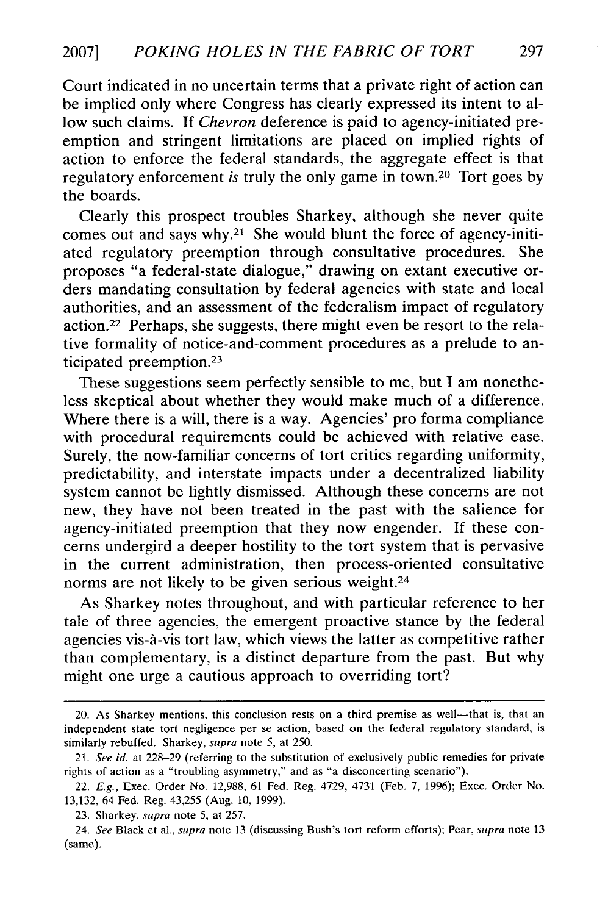Court indicated in no uncertain terms that a private right of action can be implied only where Congress has clearly expressed its intent to allow such claims. If *Chevron* deference is paid to agency-initiated preemption and stringent limitations are placed on implied rights of action to enforce the federal standards, the aggregate effect is that regulatory enforcement *is* truly the only game in town.[20] Tort goes by the boards.

Clearly this prospect troubles Sharkey, although she never quite comes out and says why.[21] She would blunt the force of agency-initiated regulatory preemption through consultative procedures. She proposes "a federal-state dialogue," drawing on extant executive orders mandating consultation by federal agencies with state and local authorities, and an assessment of the federalism impact of regulatory action.[22] Perhaps, she suggests, there might even be resort to the relative formality of notice-and-comment procedures as a prelude to anticipated preemption.[23]

These suggestions seem perfectly sensible to me, but I am nonetheless skeptical about whether they would make much of a difference. Where there is a will, there is a way. Agencies' pro forma compliance with procedural requirements could be achieved with relative ease. Surely, the now-familiar concerns of tort critics regarding uniformity, predictability, and interstate impacts under a decentralized liability system cannot be lightly dismissed. Although these concerns are not new, they have not been treated in the past with the salience for agency-initiated preemption that they now engender. If these concerns undergird a deeper hostility to the tort system that is pervasive in the current administration, then process-oriented consultative norms are not likely to be given serious weight.[24]

As Sharkey notes throughout, and with particular reference to her tale of three agencies, the emergent proactive stance by the federal agencies vis-à-vis tort law, which views the latter as competitive rather than complementary, is a distinct departure from the past. But why might one urge a cautious approach to overriding tort?

---

20. As Sharkey mentions, this conclusion rests on a third premise as well—that is, that an independent state tort negligence per se action, based on the federal regulatory standard, is similarly rebuffed. Sharkey, *supra* note 5, at 250.

21. *See id.* at 228–29 (referring to the substitution of exclusively public remedies for private rights of action as a "troubling asymmetry," and as "a disconcerting scenario").

22. *E.g.*, Exec. Order No. 12,988, 61 Fed. Reg. 4729, 4731 (Feb. 7, 1996); Exec. Order No. 13,132, 64 Fed. Reg. 43,255 (Aug. 10, 1999).

23. Sharkey, *supra* note 5, at 257.

24. *See* Black et al., *supra* note 13 (discussing Bush's tort reform efforts); Pear, *supra* note 13 (same).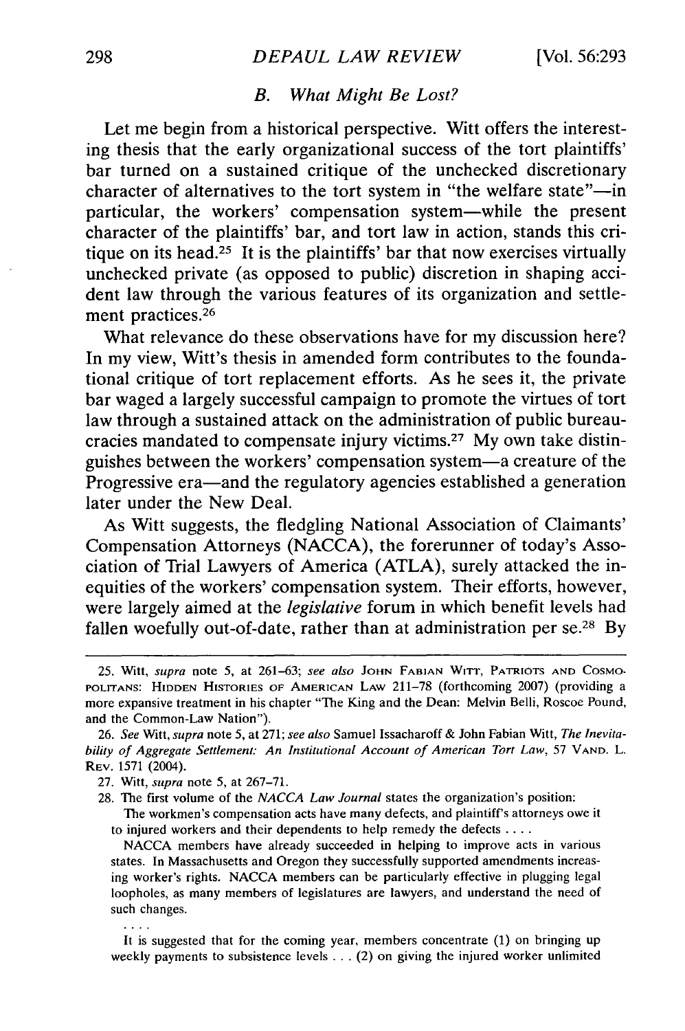### B. What Might Be Lost?

Let me begin from a historical perspective. Witt offers the interesting thesis that the early organizational success of the tort plaintiffs' bar turned on a sustained critique of the unchecked discretionary character of alternatives to the tort system in "the welfare state"—in particular, the workers' compensation system—while the present character of the plaintiffs' bar, and tort law in action, stands this critique on its head.[25] It is the plaintiffs' bar that now exercises virtually unchecked private (as opposed to public) discretion in shaping accident law through the various features of its organization and settlement practices.[26]

What relevance do these observations have for my discussion here? In my view, Witt's thesis in amended form contributes to the foundational critique of tort replacement efforts. As he sees it, the private bar waged a largely successful campaign to promote the virtues of tort law through a sustained attack on the administration of public bureaucracies mandated to compensate injury victims.[27] My own take distinguishes between the workers' compensation system—a creature of the Progressive era—and the regulatory agencies established a generation later under the New Deal.

As Witt suggests, the fledgling National Association of Claimants' Compensation Attorneys (NACCA), the forerunner of today's Association of Trial Lawyers of America (ATLA), surely attacked the inequities of the workers' compensation system. Their efforts, however, were largely aimed at the *legislative* forum in which benefit levels had fallen woefully out-of-date, rather than at administration per se.[28] By

---

25. Witt, *supra* note 5, at 261–63; *see also* JOHN FABIAN WITT, PATRIOTS AND COSMOPOLITANS: HIDDEN HISTORIES OF AMERICAN LAW 211–78 (forthcoming 2007) (providing a more expansive treatment in his chapter "The King and the Dean: Melvin Belli, Roscoe Pound, and the Common-Law Nation").

26. *See* Witt, *supra* note 5, at 271; *see also* Samuel Issacharoff & John Fabian Witt, *The Inevitability of Aggregate Settlement: An Institutional Account of American Tort Law*, 57 VAND. L. REV. 1571 (2004).

27. Witt, *supra* note 5, at 267–71.

28. The first volume of the *NACCA Law Journal* states the organization's position:

> The workmen's compensation acts have many defects, and plaintiff's attorneys owe it to injured workers and their dependents to help remedy the defects . . . .
>
> NACCA members have already succeeded in helping to improve acts in various states. In Massachusetts and Oregon they successfully supported amendments increasing worker's rights. NACCA members can be particularly effective in plugging legal loopholes, as many members of legislatures are lawyers, and understand the need of such changes.
>
> . . . .
>
> It is suggested that for the coming year, members concentrate (1) on bringing up weekly payments to subsistence levels . . . (2) on giving the injured worker unlimited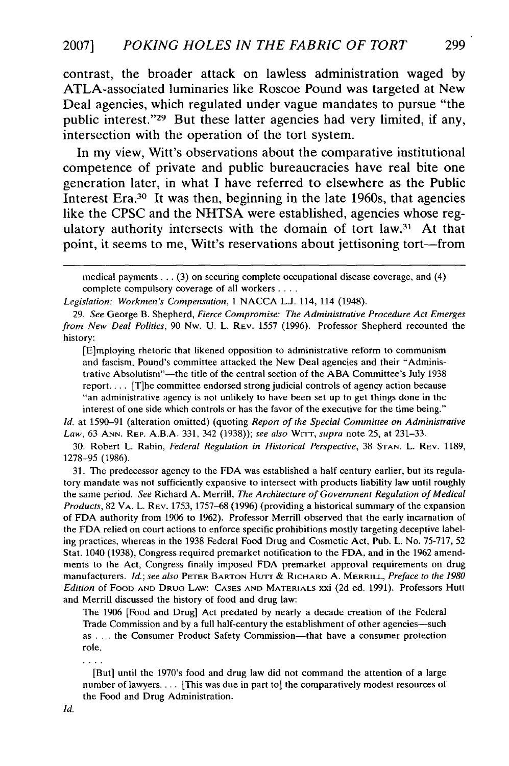contrast, the broader attack on lawless administration waged by ATLA-associated luminaries like Roscoe Pound was targeted at New Deal agencies, which regulated under vague mandates to pursue "the public interest."[29] But these latter agencies had very limited, if any, intersection with the operation of the tort system.

In my view, Witt's observations about the comparative institutional competence of private and public bureaucracies have real bite one generation later, in what I have referred to elsewhere as the Public Interest Era.[30] It was then, beginning in the late 1960s, that agencies like the CPSC and the NHTSA were established, agencies whose regulatory authority intersects with the domain of tort law.[31] At that point, it seems to me, Witt's reservations about jettisoning tort—from

---

medical payments . . . (3) on securing complete occupational disease coverage, and (4) complete compulsory coverage of all workers . . . .

*Legislation: Workmen's Compensation*, 1 NACCA L.J. 114, 114 (1948).

29. *See* George B. Shepherd, *Fierce Compromise: The Administrative Procedure Act Emerges from New Deal Politics*, 90 Nw. U. L. Rev. 1557 (1996). Professor Shepherd recounted the history:

> [E]mploying rhetoric that likened opposition to administrative reform to communism and fascism, Pound's committee attacked the New Deal agencies and their "Administrative Absolutism"—the title of the central section of the ABA Committee's July 1938 report. . . . [T]he committee endorsed strong judicial controls of agency action because "an administrative agency is not unlikely to have been set up to get things done in the interest of one side which controls or has the favor of the executive for the time being."

*Id.* at 1590–91 (alteration omitted) (quoting *Report of the Special Committee on Administrative Law*, 63 Ann. Rep. A.B.A. 331, 342 (1938)); *see also* Witt, *supra* note 25, at 231–33.

30. Robert L. Rabin, *Federal Regulation in Historical Perspective*, 38 Stan. L. Rev. 1189, 1278–95 (1986).

31. The predecessor agency to the FDA was established a half century earlier, but its regulatory mandate was not sufficiently expansive to intersect with products liability law until roughly the same period. *See* Richard A. Merrill, *The Architecture of Government Regulation of Medical Products*, 82 Va. L. Rev. 1753, 1757–68 (1996) (providing a historical summary of the expansion of FDA authority from 1906 to 1962). Professor Merrill observed that the early incarnation of the FDA relied on court actions to enforce specific prohibitions mostly targeting deceptive labeling practices, whereas in the 1938 Federal Food Drug and Cosmetic Act, Pub. L. No. 75-717, 52 Stat. 1040 (1938), Congress required premarket notification to the FDA, and in the 1962 amendments to the Act, Congress finally imposed FDA premarket approval requirements on drug manufacturers. *Id.*; *see also* Peter Barton Hutt & Richard A. Merrill, *Preface to the 1980 Edition* of Food and Drug Law: Cases and Materials xxi (2d ed. 1991). Professors Hutt and Merrill discussed the history of food and drug law:

> The 1906 [Food and Drug] Act predated by nearly a decade creation of the Federal Trade Commission and by a full half-century the establishment of other agencies—such as . . . the Consumer Product Safety Commission—that have a consumer protection role.
>
> . . . .
>
> [But] until the 1970's food and drug law did not command the attention of a large number of lawyers. . . . [This was due in part to] the comparatively modest resources of the Food and Drug Administration.

*Id.*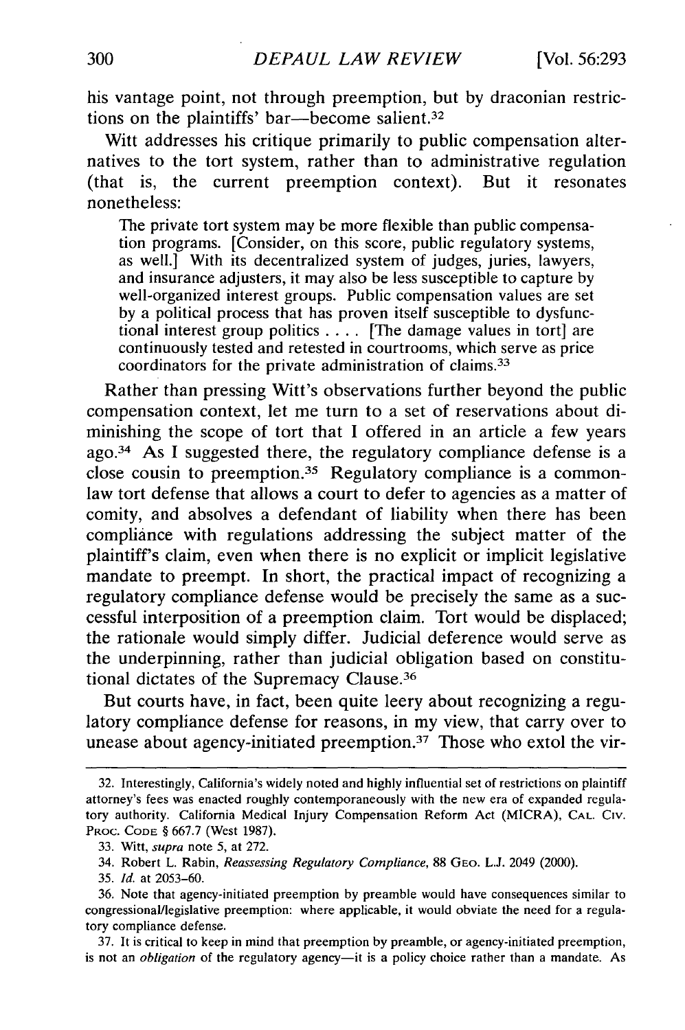his vantage point, not through preemption, but by draconian restrictions on the plaintiffs' bar—become salient.[32]

Witt addresses his critique primarily to public compensation alternatives to the tort system, rather than to administrative regulation (that is, the current preemption context). But it resonates nonetheless:

> The private tort system may be more flexible than public compensation programs. [Consider, on this score, public regulatory systems, as well.] With its decentralized system of judges, juries, lawyers, and insurance adjusters, it may also be less susceptible to capture by well-organized interest groups. Public compensation values are set by a political process that has proven itself susceptible to dysfunctional interest group politics . . . . [The damage values in tort] are continuously tested and retested in courtrooms, which serve as price coordinators for the private administration of claims.[33]

Rather than pressing Witt's observations further beyond the public compensation context, let me turn to a set of reservations about diminishing the scope of tort that I offered in an article a few years ago.[34] As I suggested there, the regulatory compliance defense is a close cousin to preemption.[35] Regulatory compliance is a common-law tort defense that allows a court to defer to agencies as a matter of comity, and absolves a defendant of liability when there has been compliance with regulations addressing the subject matter of the plaintiff's claim, even when there is no explicit or implicit legislative mandate to preempt. In short, the practical impact of recognizing a regulatory compliance defense would be precisely the same as a successful interposition of a preemption claim. Tort would be displaced; the rationale would simply differ. Judicial deference would serve as the underpinning, rather than judicial obligation based on constitutional dictates of the Supremacy Clause.[36]

But courts have, in fact, been quite leery about recognizing a regulatory compliance defense for reasons, in my view, that carry over to unease about agency-initiated preemption.[37] Those who extol the vir-

---

32. Interestingly, California's widely noted and highly influential set of restrictions on plaintiff attorney's fees was enacted roughly contemporaneously with the new era of expanded regulatory authority. California Medical Injury Compensation Reform Act (MICRA), CAL. CIV. PROC. CODE § 667.7 (West 1987).

33. Witt, *supra* note 5, at 272.

34. Robert L. Rabin, *Reassessing Regulatory Compliance*, 88 GEO. L.J. 2049 (2000).

35. *Id.* at 2053–60.

36. Note that agency-initiated preemption by preamble would have consequences similar to congressional/legislative preemption: where applicable, it would obviate the need for a regulatory compliance defense.

37. It is critical to keep in mind that preemption by preamble, or agency-initiated preemption, is not an *obligation* of the regulatory agency—it is a policy choice rather than a mandate. As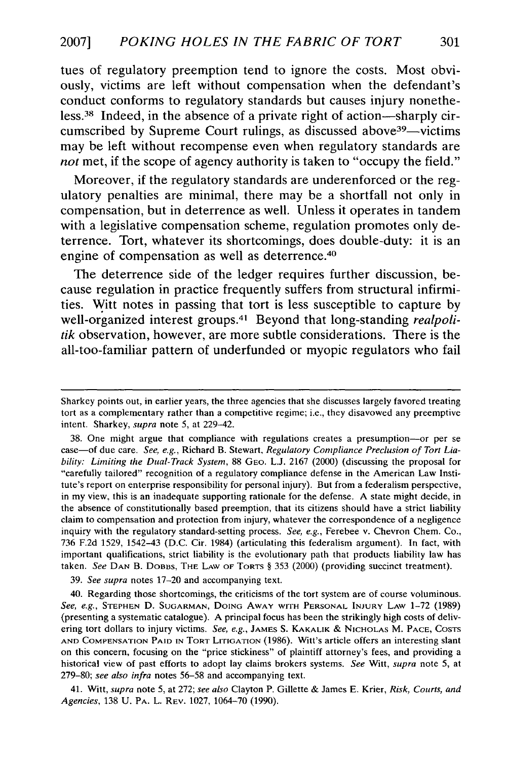tues of regulatory preemption tend to ignore the costs. Most obviously, victims are left without compensation when the defendant's conduct conforms to regulatory standards but causes injury nonetheless.[38] Indeed, in the absence of a private right of action—sharply circumscribed by Supreme Court rulings, as discussed above[39]—victims may be left without recompense even when regulatory standards are *not* met, if the scope of agency authority is taken to "occupy the field."

Moreover, if the regulatory standards are underenforced or the regulatory penalties are minimal, there may be a shortfall not only in compensation, but in deterrence as well. Unless it operates in tandem with a legislative compensation scheme, regulation promotes only deterrence. Tort, whatever its shortcomings, does double-duty: it is an engine of compensation as well as deterrence.[40]

The deterrence side of the ledger requires further discussion, because regulation in practice frequently suffers from structural infirmities. Witt notes in passing that tort is less susceptible to capture by well-organized interest groups.[41] Beyond that long-standing *realpolitik* observation, however, are more subtle considerations. There is the all-too-familiar pattern of underfunded or myopic regulators who fail

---

Sharkey points out, in earlier years, the three agencies that she discusses largely favored treating tort as a complementary rather than a competitive regime; i.e., they disavowed any preemptive intent. Sharkey, *supra* note 5, at 229–42.

38. One might argue that compliance with regulations creates a presumption—or per se case—of due care. *See, e.g.*, Richard B. Stewart, *Regulatory Compliance Preclusion of Tort Liability: Limiting the Dual-Track System*, 88 GEO. L.J. 2167 (2000) (discussing the proposal for "carefully tailored" recognition of a regulatory compliance defense in the American Law Institute's report on enterprise responsibility for personal injury). But from a federalism perspective, in my view, this is an inadequate supporting rationale for the defense. A state might decide, in the absence of constitutionally based preemption, that its citizens should have a strict liability claim to compensation and protection from injury, whatever the correspondence of a negligence inquiry with the regulatory standard-setting process. *See, e.g.*, Ferebee v. Chevron Chem. Co., 736 F.2d 1529, 1542–43 (D.C. Cir. 1984) (articulating this federalism argument). In fact, with important qualifications, strict liability is the evolutionary path that products liability law has taken. *See* DAN B. DOBBS, THE LAW OF TORTS § 353 (2000) (providing succinct treatment).

39. *See supra* notes 17–20 and accompanying text.

40. Regarding those shortcomings, the criticisms of the tort system are of course voluminous. *See, e.g.*, STEPHEN D. SUGARMAN, DOING AWAY WITH PERSONAL INJURY LAW 1–72 (1989) (presenting a systematic catalogue). A principal focus has been the strikingly high costs of delivering tort dollars to injury victims. *See, e.g.*, JAMES S. KAKALIK & NICHOLAS M. PACE, COSTS AND COMPENSATION PAID IN TORT LITIGATION (1986). Witt's article offers an interesting slant on this concern, focusing on the "price stickiness" of plaintiff attorney's fees, and providing a historical view of past efforts to adopt lay claims brokers systems. *See* Witt, *supra* note 5, at 279–80; *see also infra* notes 56–58 and accompanying text.

41. Witt, *supra* note 5, at 272; *see also* Clayton P. Gillette & James E. Krier, *Risk, Courts, and Agencies*, 138 U. PA. L. REV. 1027, 1064–70 (1990).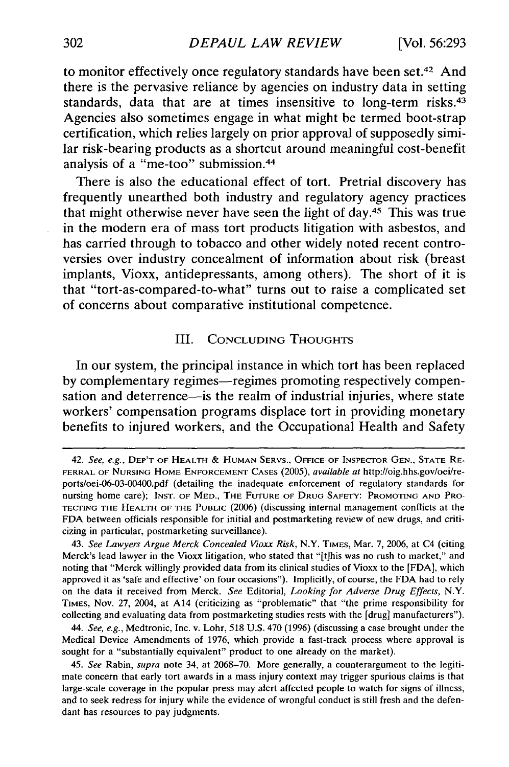to monitor effectively once regulatory standards have been set.[42] And there is the pervasive reliance by agencies on industry data in setting standards, data that are at times insensitive to long-term risks.[43] Agencies also sometimes engage in what might be termed boot-strap certification, which relies largely on prior approval of supposedly similar risk-bearing products as a shortcut around meaningful cost-benefit analysis of a "me-too" submission.[44]

There is also the educational effect of tort. Pretrial discovery has frequently unearthed both industry and regulatory agency practices that might otherwise never have seen the light of day.[45] This was true in the modern era of mass tort products litigation with asbestos, and has carried through to tobacco and other widely noted recent controversies over industry concealment of information about risk (breast implants, Vioxx, antidepressants, among others). The short of it is that "tort-as-compared-to-what" turns out to raise a complicated set of concerns about comparative institutional competence.

## III. Concluding Thoughts

In our system, the principal instance in which tort has been replaced by complementary regimes—regimes promoting respectively compensation and deterrence—is the realm of industrial injuries, where state workers' compensation programs displace tort in providing monetary benefits to injured workers, and the Occupational Health and Safety

---

42. *See, e.g.*, Dep't of Health & Human Servs., Office of Inspector Gen., State Referral of Nursing Home Enforcement Cases (2005), *available at* http://oig.hhs.gov/oei/reports/oei-06-03-00400.pdf (detailing the inadequate enforcement of regulatory standards for nursing home care); Inst. of Med., The Future of Drug Safety: Promoting and Protecting the Health of the Public (2006) (discussing internal management conflicts at the FDA between officials responsible for initial and postmarketing review of new drugs, and criticizing in particular, postmarketing surveillance).

43. *See Lawyers Argue Merck Concealed Vioxx Risk*, N.Y. Times, Mar. 7, 2006, at C4 (citing Merck's lead lawyer in the Vioxx litigation, who stated that "[t]his was no rush to market," and noting that "Merck willingly provided data from its clinical studies of Vioxx to the [FDA], which approved it as 'safe and effective' on four occasions"). Implicitly, of course, the FDA had to rely on the data it received from Merck. *See* Editorial, *Looking for Adverse Drug Effects*, N.Y. Times, Nov. 27, 2004, at A14 (criticizing as "problematic" that "the prime responsibility for collecting and evaluating data from postmarketing studies rests with the [drug] manufacturers").

44. *See, e.g.*, Medtronic, Inc. v. Lohr, 518 U.S. 470 (1996) (discussing a case brought under the Medical Device Amendments of 1976, which provide a fast-track process where approval is sought for a "substantially equivalent" product to one already on the market).

45. *See* Rabin, *supra* note 34, at 2068–70. More generally, a counterargument to the legitimate concern that early tort awards in a mass injury context may trigger spurious claims is that large-scale coverage in the popular press may alert affected people to watch for signs of illness, and to seek redress for injury while the evidence of wrongful conduct is still fresh and the defendant has resources to pay judgments.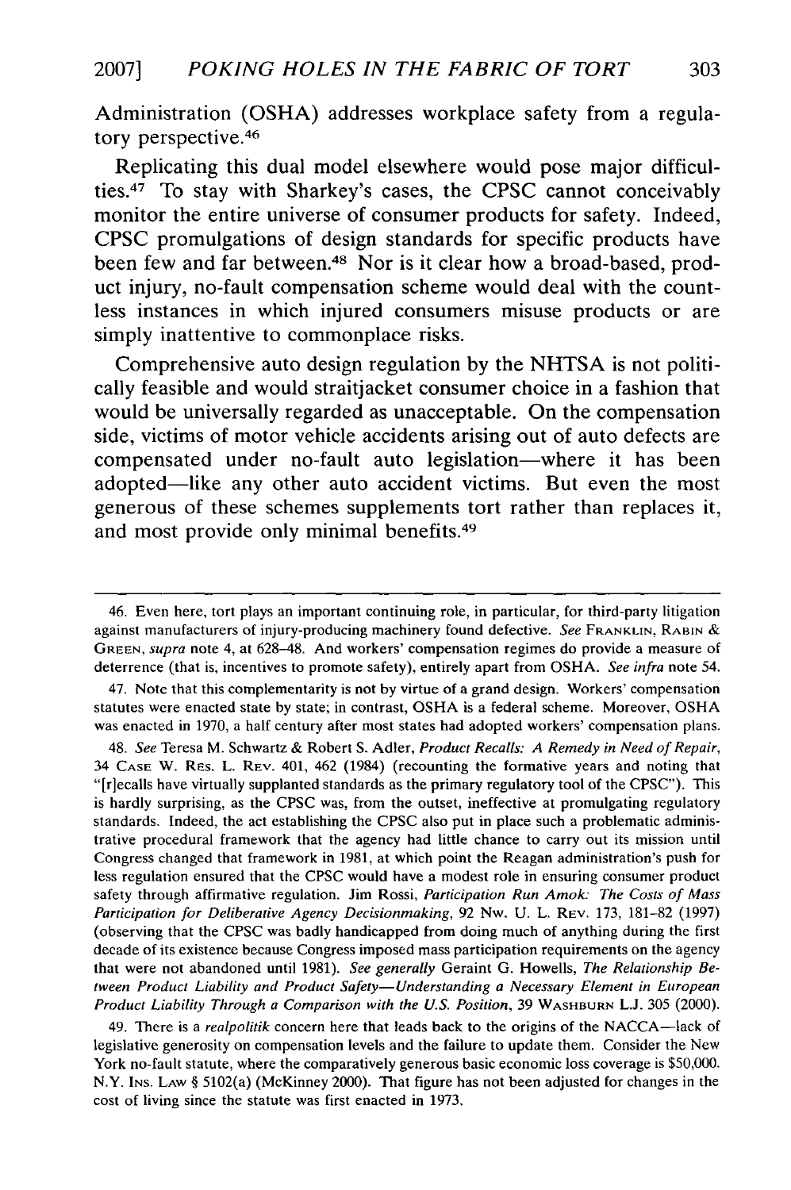Administration (OSHA) addresses workplace safety from a regulatory perspective.[46]

Replicating this dual model elsewhere would pose major difficulties.[47] To stay with Sharkey's cases, the CPSC cannot conceivably monitor the entire universe of consumer products for safety. Indeed, CPSC promulgations of design standards for specific products have been few and far between.[48] Nor is it clear how a broad-based, product injury, no-fault compensation scheme would deal with the countless instances in which injured consumers misuse products or are simply inattentive to commonplace risks.

Comprehensive auto design regulation by the NHTSA is not politically feasible and would straitjacket consumer choice in a fashion that would be universally regarded as unacceptable. On the compensation side, victims of motor vehicle accidents arising out of auto defects are compensated under no-fault auto legislation—where it has been adopted—like any other auto accident victims. But even the most generous of these schemes supplements tort rather than replaces it, and most provide only minimal benefits.[49]

---

46. Even here, tort plays an important continuing role, in particular, for third-party litigation against manufacturers of injury-producing machinery found defective. *See* FRANKLIN, RABIN & GREEN, *supra* note 4, at 628–48. And workers' compensation regimes do provide a measure of deterrence (that is, incentives to promote safety), entirely apart from OSHA. *See infra* note 54.

47. Note that this complementarity is not by virtue of a grand design. Workers' compensation statutes were enacted state by state; in contrast, OSHA is a federal scheme. Moreover, OSHA was enacted in 1970, a half century after most states had adopted workers' compensation plans.

48. *See* Teresa M. Schwartz & Robert S. Adler, *Product Recalls: A Remedy in Need of Repair*, 34 CASE W. RES. L. REV. 401, 462 (1984) (recounting the formative years and noting that "[r]ecalls have virtually supplanted standards as the primary regulatory tool of the CPSC"). This is hardly surprising, as the CPSC was, from the outset, ineffective at promulgating regulatory standards. Indeed, the act establishing the CPSC also put in place such a problematic administrative procedural framework that the agency had little chance to carry out its mission until Congress changed that framework in 1981, at which point the Reagan administration's push for less regulation ensured that the CPSC would have a modest role in ensuring consumer product safety through affirmative regulation. Jim Rossi, *Participation Run Amok: The Costs of Mass Participation for Deliberative Agency Decisionmaking*, 92 NW. U. L. REV. 173, 181–82 (1997) (observing that the CPSC was badly handicapped from doing much of anything during the first decade of its existence because Congress imposed mass participation requirements on the agency that were not abandoned until 1981). *See generally* Geraint G. Howells, *The Relationship Between Product Liability and Product Safety—Understanding a Necessary Element in European Product Liability Through a Comparison with the U.S. Position*, 39 WASHBURN L.J. 305 (2000).

49. There is a *realpolitik* concern here that leads back to the origins of the NACCA—lack of legislative generosity on compensation levels and the failure to update them. Consider the New York no-fault statute, where the comparatively generous basic economic loss coverage is $50,000. N.Y. INS. LAW § 5102(a) (McKinney 2000). That figure has not been adjusted for changes in the cost of living since the statute was first enacted in 1973.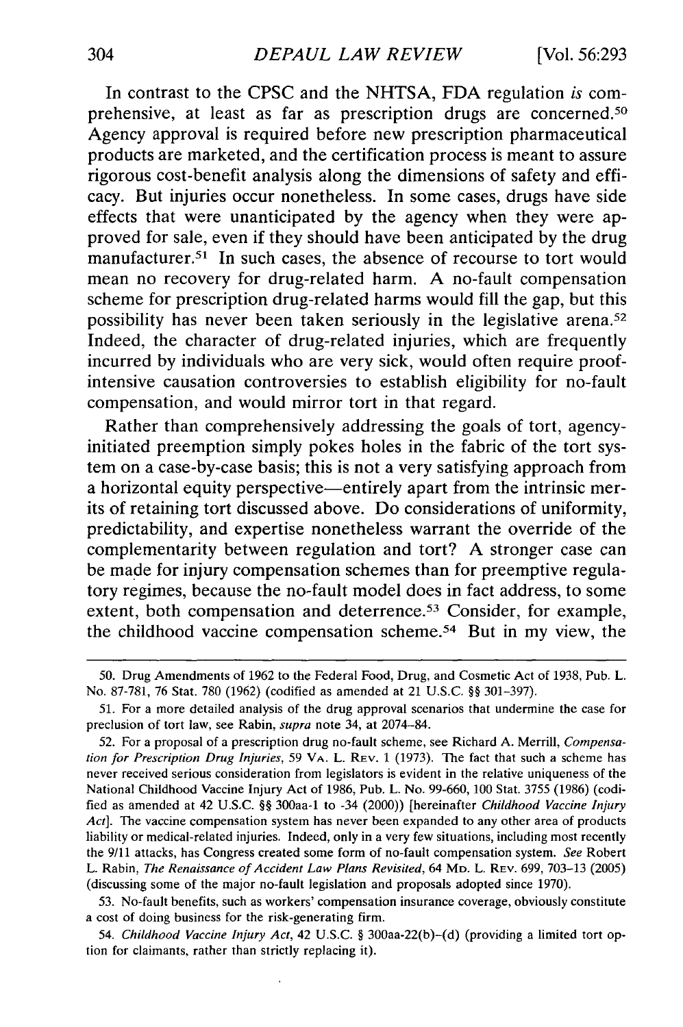In contrast to the CPSC and the NHTSA, FDA regulation *is* comprehensive, at least as far as prescription drugs are concerned.[50] Agency approval is required before new prescription pharmaceutical products are marketed, and the certification process is meant to assure rigorous cost-benefit analysis along the dimensions of safety and efficacy. But injuries occur nonetheless. In some cases, drugs have side effects that were unanticipated by the agency when they were approved for sale, even if they should have been anticipated by the drug manufacturer.[51] In such cases, the absence of recourse to tort would mean no recovery for drug-related harm. A no-fault compensation scheme for prescription drug-related harms would fill the gap, but this possibility has never been taken seriously in the legislative arena.[52] Indeed, the character of drug-related injuries, which are frequently incurred by individuals who are very sick, would often require proof-intensive causation controversies to establish eligibility for no-fault compensation, and would mirror tort in that regard.

Rather than comprehensively addressing the goals of tort, agency-initiated preemption simply pokes holes in the fabric of the tort system on a case-by-case basis; this is not a very satisfying approach from a horizontal equity perspective—entirely apart from the intrinsic merits of retaining tort discussed above. Do considerations of uniformity, predictability, and expertise nonetheless warrant the override of the complementarity between regulation and tort? A stronger case can be made for injury compensation schemes than for preemptive regulatory regimes, because the no-fault model does in fact address, to some extent, both compensation and deterrence.[53] Consider, for example, the childhood vaccine compensation scheme.[54] But in my view, the

---

50. Drug Amendments of 1962 to the Federal Food, Drug, and Cosmetic Act of 1938, Pub. L. No. 87-781, 76 Stat. 780 (1962) (codified as amended at 21 U.S.C. §§ 301–397).

51. For a more detailed analysis of the drug approval scenarios that undermine the case for preclusion of tort law, see Rabin, *supra* note 34, at 2074–84.

52. For a proposal of a prescription drug no-fault scheme, see Richard A. Merrill, *Compensation for Prescription Drug Injuries*, 59 VA. L. REV. 1 (1973). The fact that such a scheme has never received serious consideration from legislators is evident in the relative uniqueness of the National Childhood Vaccine Injury Act of 1986, Pub. L. No. 99-660, 100 Stat. 3755 (1986) (codified as amended at 42 U.S.C. §§ 300aa-1 to -34 (2000)) [hereinafter *Childhood Vaccine Injury Act*]. The vaccine compensation system has never been expanded to any other area of products liability or medical-related injuries. Indeed, only in a very few situations, including most recently the 9/11 attacks, has Congress created some form of no-fault compensation system. *See* Robert L. Rabin, *The Renaissance of Accident Law Plans Revisited*, 64 MD. L. REV. 699, 703–13 (2005) (discussing some of the major no-fault legislation and proposals adopted since 1970).

53. No-fault benefits, such as workers' compensation insurance coverage, obviously constitute a cost of doing business for the risk-generating firm.

54. *Childhood Vaccine Injury Act*, 42 U.S.C. § 300aa-22(b)–(d) (providing a limited tort option for claimants, rather than strictly replacing it).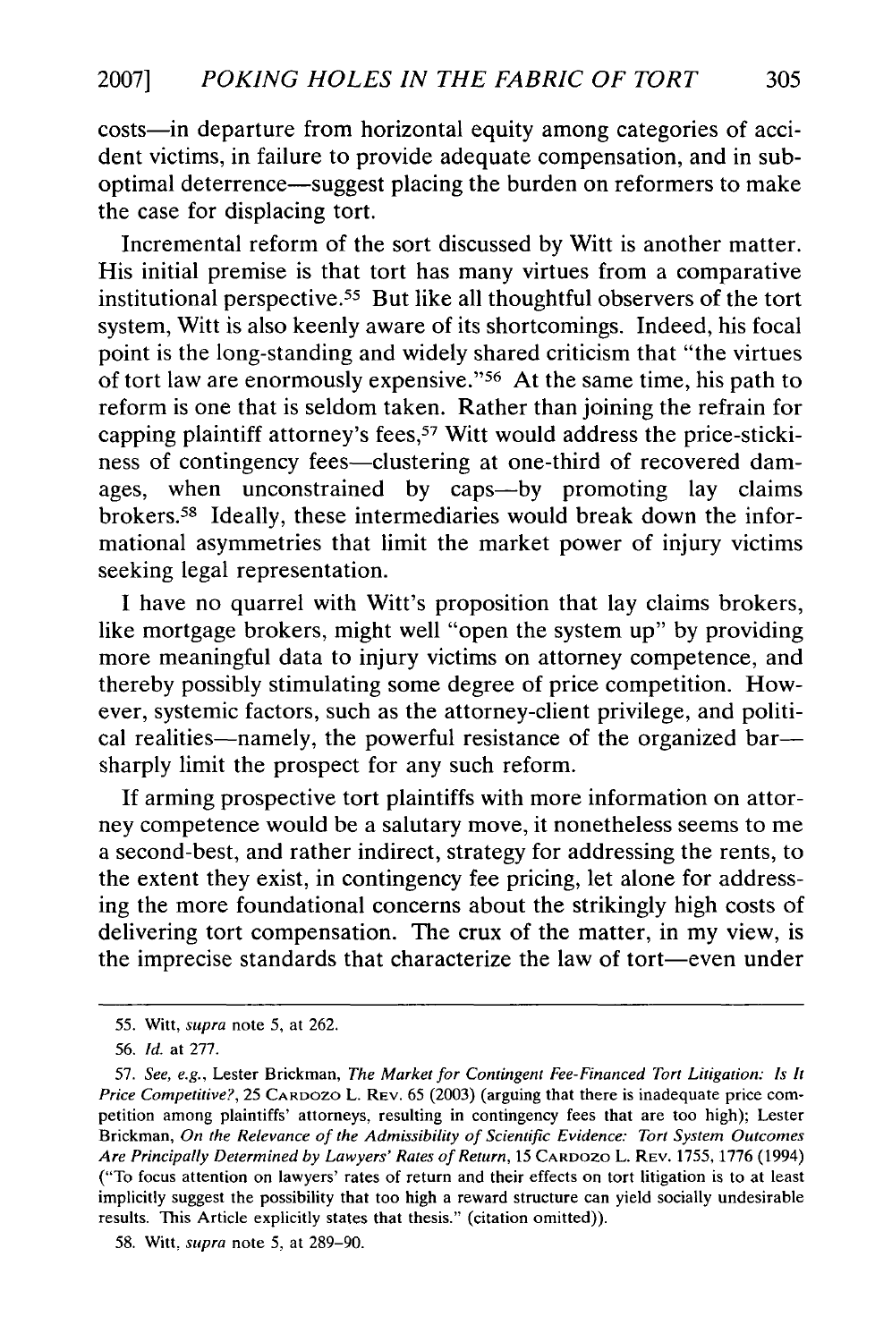costs—in departure from horizontal equity among categories of accident victims, in failure to provide adequate compensation, and in suboptimal deterrence—suggest placing the burden on reformers to make the case for displacing tort.

Incremental reform of the sort discussed by Witt is another matter. His initial premise is that tort has many virtues from a comparative institutional perspective.[55] But like all thoughtful observers of the tort system, Witt is also keenly aware of its shortcomings. Indeed, his focal point is the long-standing and widely shared criticism that "the virtues of tort law are enormously expensive."[56] At the same time, his path to reform is one that is seldom taken. Rather than joining the refrain for capping plaintiff attorney's fees,[57] Witt would address the price-stickiness of contingency fees—clustering at one-third of recovered damages, when unconstrained by caps—by promoting lay claims brokers.[58] Ideally, these intermediaries would break down the informational asymmetries that limit the market power of injury victims seeking legal representation.

I have no quarrel with Witt's proposition that lay claims brokers, like mortgage brokers, might well "open the system up" by providing more meaningful data to injury victims on attorney competence, and thereby possibly stimulating some degree of price competition. However, systemic factors, such as the attorney-client privilege, and political realities—namely, the powerful resistance of the organized bar—sharply limit the prospect for any such reform.

If arming prospective tort plaintiffs with more information on attorney competence would be a salutary move, it nonetheless seems to me a second-best, and rather indirect, strategy for addressing the rents, to the extent they exist, in contingency fee pricing, let alone for addressing the more foundational concerns about the strikingly high costs of delivering tort compensation. The crux of the matter, in my view, is the imprecise standards that characterize the law of tort—even under

---

55. Witt, *supra* note 5, at 262.

56. *Id.* at 277.

57. *See, e.g.*, Lester Brickman, *The Market for Contingent Fee-Financed Tort Litigation: Is It Price Competitive?*, 25 CARDOZO L. REV. 65 (2003) (arguing that there is inadequate price competition among plaintiffs' attorneys, resulting in contingency fees that are too high); Lester Brickman, *On the Relevance of the Admissibility of Scientific Evidence: Tort System Outcomes Are Principally Determined by Lawyers' Rates of Return*, 15 CARDOZO L. REV. 1755, 1776 (1994) ("To focus attention on lawyers' rates of return and their effects on tort litigation is to at least implicitly suggest the possibility that too high a reward structure can yield socially undesirable results. This Article explicitly states that thesis." (citation omitted)).

58. Witt, *supra* note 5, at 289–90.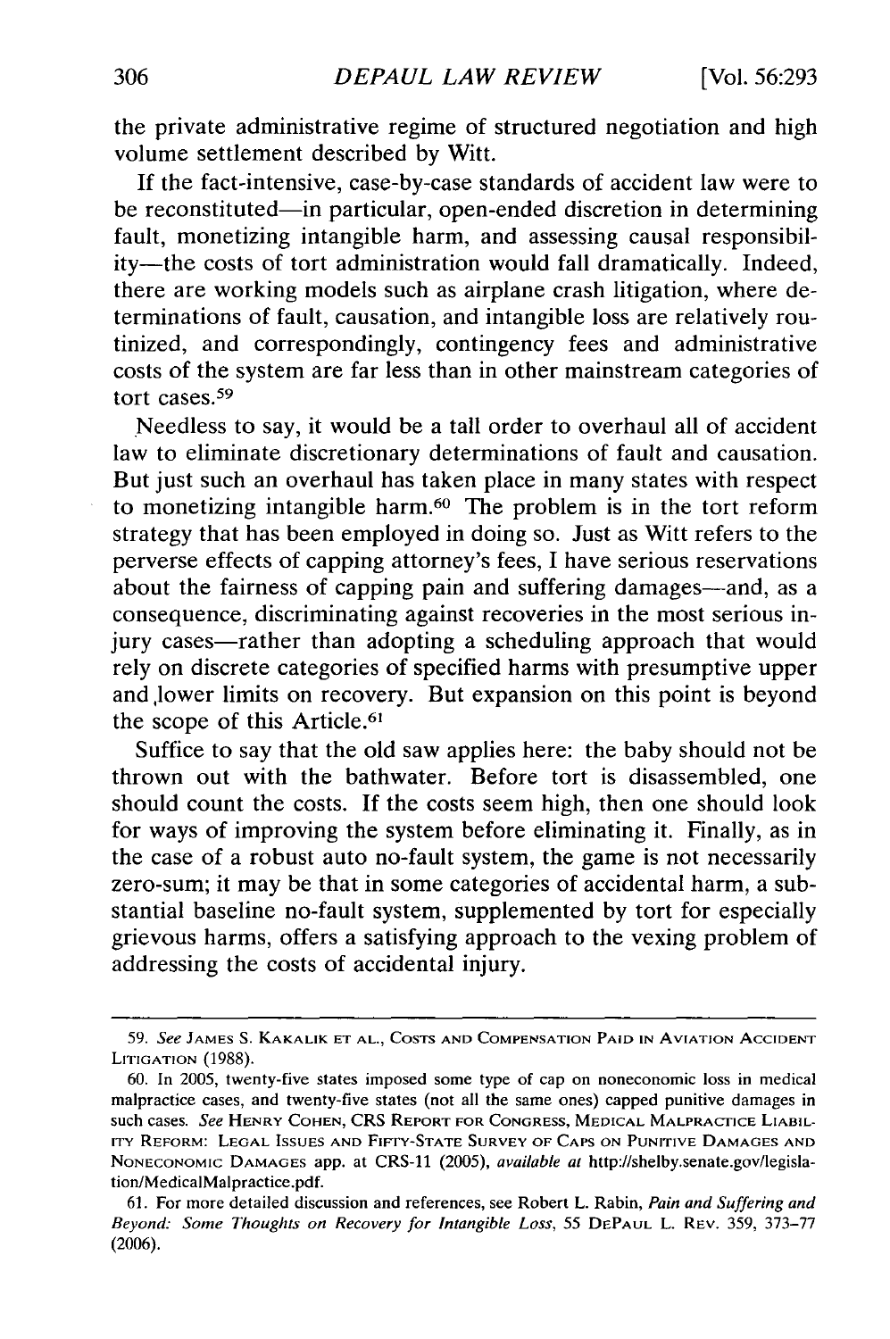the private administrative regime of structured negotiation and high volume settlement described by Witt.

If the fact-intensive, case-by-case standards of accident law were to be reconstituted—in particular, open-ended discretion in determining fault, monetizing intangible harm, and assessing causal responsibility—the costs of tort administration would fall dramatically. Indeed, there are working models such as airplane crash litigation, where determinations of fault, causation, and intangible loss are relatively routinized, and correspondingly, contingency fees and administrative costs of the system are far less than in other mainstream categories of tort cases.[59]

Needless to say, it would be a tall order to overhaul all of accident law to eliminate discretionary determinations of fault and causation. But just such an overhaul has taken place in many states with respect to monetizing intangible harm.[60] The problem is in the tort reform strategy that has been employed in doing so. Just as Witt refers to the perverse effects of capping attorney's fees, I have serious reservations about the fairness of capping pain and suffering damages—and, as a consequence, discriminating against recoveries in the most serious injury cases—rather than adopting a scheduling approach that would rely on discrete categories of specified harms with presumptive upper and lower limits on recovery. But expansion on this point is beyond the scope of this Article.[61]

Suffice to say that the old saw applies here: the baby should not be thrown out with the bathwater. Before tort is disassembled, one should count the costs. If the costs seem high, then one should look for ways of improving the system before eliminating it. Finally, as in the case of a robust auto no-fault system, the game is not necessarily zero-sum; it may be that in some categories of accidental harm, a substantial baseline no-fault system, supplemented by tort for especially grievous harms, offers a satisfying approach to the vexing problem of addressing the costs of accidental injury.

---

59. *See* JAMES S. KAKALIK ET AL., COSTS AND COMPENSATION PAID IN AVIATION ACCIDENT LITIGATION (1988).

60. In 2005, twenty-five states imposed some type of cap on noneconomic loss in medical malpractice cases, and twenty-five states (not all the same ones) capped punitive damages in such cases. *See* HENRY COHEN, CRS REPORT FOR CONGRESS, MEDICAL MALPRACTICE LIABILITY REFORM: LEGAL ISSUES AND FIFTY-STATE SURVEY OF CAPS ON PUNITIVE DAMAGES AND NONECONOMIC DAMAGES app. at CRS-11 (2005), *available at* http://shelby.senate.gov/legislation/MedicalMalpractice.pdf.

61. For more detailed discussion and references, see Robert L. Rabin, *Pain and Suffering and Beyond: Some Thoughts on Recovery for Intangible Loss*, 55 DEPAUL L. REV. 359, 373–77 (2006).